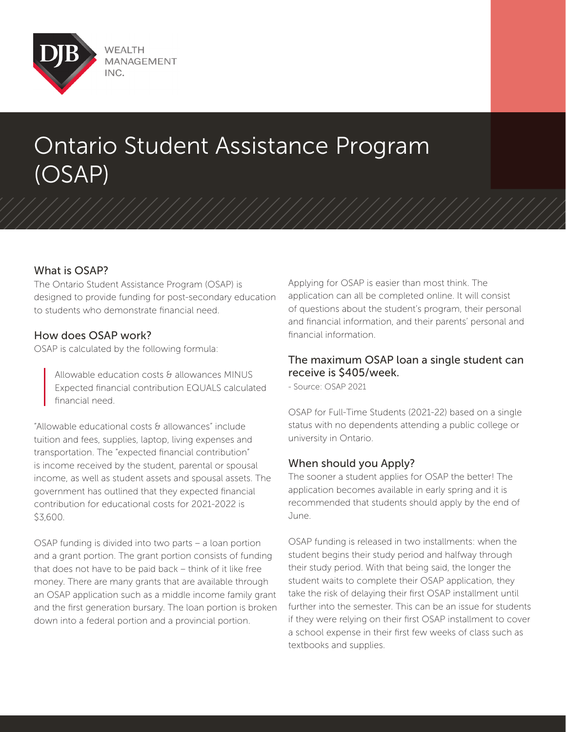DJB WEALTH MANAGEMENT INC.

# Ontario Student Assistance Program (OSAP)

## What is OSAP?

The Ontario Student Assistance Program (OSAP) is designed to provide funding for post-secondary education to students who demonstrate financial need.

## How does OSAP work?

OSAP is calculated by the following formula:

> Allowable education costs & allowances MINUS Expected financial contribution EQUALS calculated financial need.

"Allowable educational costs & allowances" include tuition and fees, supplies, laptop, living expenses and transportation. The "expected financial contribution" is income received by the student, parental or spousal income, as well as student assets and spousal assets. The government has outlined that they expected financial contribution for educational costs for 2021-2022 is $3,600.

OSAP funding is divided into two parts – a loan portion and a grant portion. The grant portion consists of funding that does not have to be paid back – think of it like free money. There are many grants that are available through an OSAP application such as a middle income family grant and the first generation bursary. The loan portion is broken down into a federal portion and a provincial portion.

Applying for OSAP is easier than most think. The application can all be completed online. It will consist of questions about the student's program, their personal and financial information, and their parents' personal and financial information.

## The maximum OSAP loan a single student can receive is $405/week.

- Source: OSAP 2021

OSAP for Full-Time Students (2021-22) based on a single status with no dependents attending a public college or university in Ontario.

## When should you Apply?

The sooner a student applies for OSAP the better! The application becomes available in early spring and it is recommended that students should apply by the end of June.

OSAP funding is released in two installments: when the student begins their study period and halfway through their study period. With that being said, the longer the student waits to complete their OSAP application, they take the risk of delaying their first OSAP installment until further into the semester. This can be an issue for students if they were relying on their first OSAP installment to cover a school expense in their first few weeks of class such as textbooks and supplies.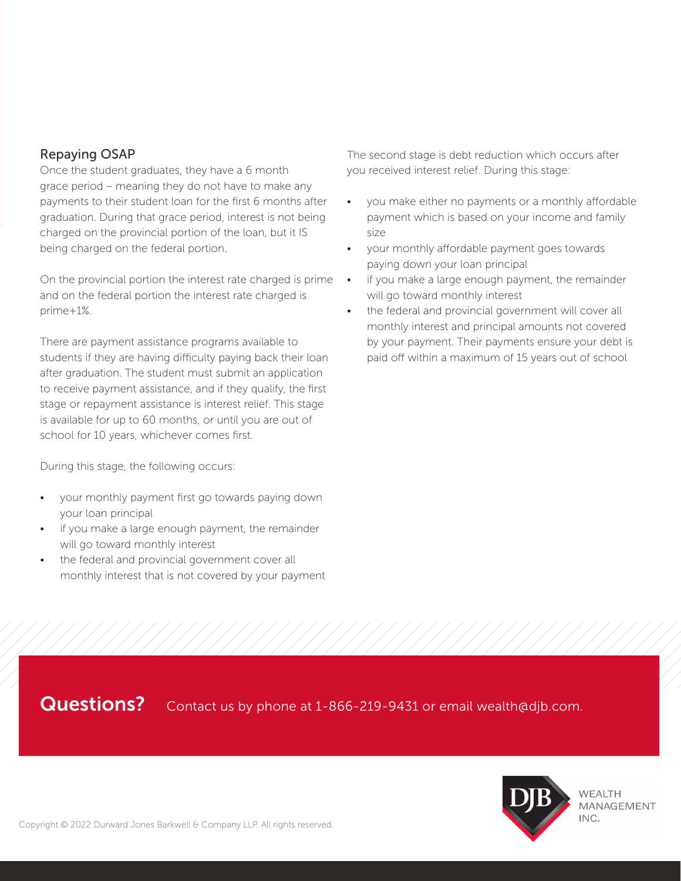## Repaying OSAP

Once the student graduates, they have a 6 month grace period – meaning they do not have to make any payments to their student loan for the first 6 months after graduation. During that grace period, interest is not being charged on the provincial portion of the loan, but it IS being charged on the federal portion.

On the provincial portion the interest rate charged is prime and on the federal portion the interest rate charged is prime+1%.

There are payment assistance programs available to students if they are having difficulty paying back their loan after graduation. The student must submit an application to receive payment assistance, and if they qualify, the first stage or repayment assistance is interest relief. This stage is available for up to 60 months, or until you are out of school for 10 years, whichever comes first.

During this stage, the following occurs:

- your monthly payment first go towards paying down your loan principal
- if you make a large enough payment, the remainder will go toward monthly interest
- the federal and provincial government cover all monthly interest that is not covered by your payment

The second stage is debt reduction which occurs after you received interest relief. During this stage:

- you make either no payments or a monthly affordable payment which is based on your income and family size
- your monthly affordable payment goes towards paying down your loan principal
- if you make a large enough payment, the remainder will go toward monthly interest
- the federal and provincial government will cover all monthly interest and principal amounts not covered by your payment. Their payments ensure your debt is paid off within a maximum of 15 years out of school

**Questions?** Contact us by phone at 1-866-219-9431 or email wealth@djb.com.

DJB WEALTH MANAGEMENT INC.

Copyright © 2022 Durward Jones Barkwell & Company LLP. All rights reserved.